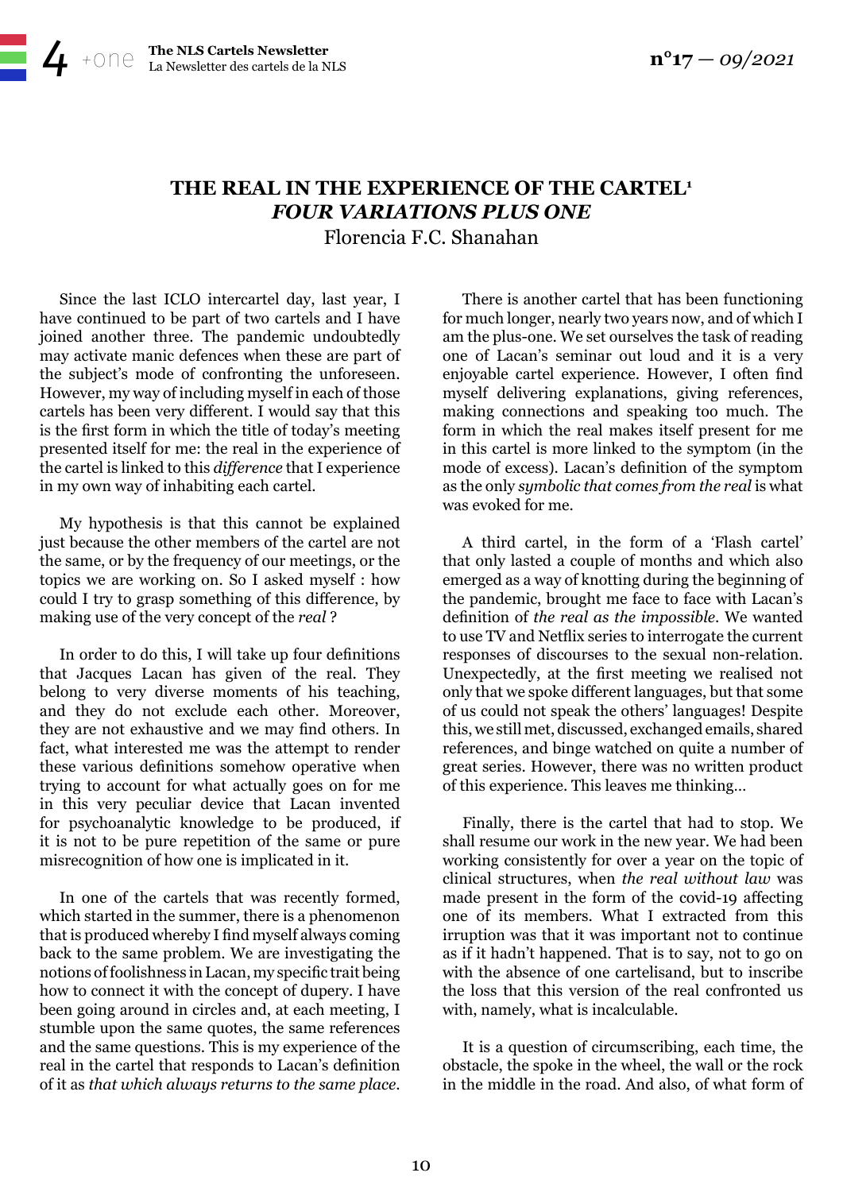# THE REAL IN THE EXPERIENCE OF THE CARTEL[1]
## *FOUR VARIATIONS PLUS ONE*

Florencia F.C. Shanahan

Since the last ICLO intercartel day, last year, I have continued to be part of two cartels and I have joined another three. The pandemic undoubtedly may activate manic defences when these are part of the subject's mode of confronting the unforeseen. However, my way of including myself in each of those cartels has been very different. I would say that this is the first form in which the title of today's meeting presented itself for me: the real in the experience of the cartel is linked to this *difference* that I experience in my own way of inhabiting each cartel.

My hypothesis is that this cannot be explained just because the other members of the cartel are not the same, or by the frequency of our meetings, or the topics we are working on. So I asked myself : how could I try to grasp something of this difference, by making use of the very concept of the *real* ?

In order to do this, I will take up four definitions that Jacques Lacan has given of the real. They belong to very diverse moments of his teaching, and they do not exclude each other. Moreover, they are not exhaustive and we may find others. In fact, what interested me was the attempt to render these various definitions somehow operative when trying to account for what actually goes on for me in this very peculiar device that Lacan invented for psychoanalytic knowledge to be produced, if it is not to be pure repetition of the same or pure misrecognition of how one is implicated in it.

In one of the cartels that was recently formed, which started in the summer, there is a phenomenon that is produced whereby I find myself always coming back to the same problem. We are investigating the notions of foolishness in Lacan, my specific trait being how to connect it with the concept of dupery. I have been going around in circles and, at each meeting, I stumble upon the same quotes, the same references and the same questions. This is my experience of the real in the cartel that responds to Lacan's definition of it as *that which always returns to the same place*.

There is another cartel that has been functioning for much longer, nearly two years now, and of which I am the plus-one. We set ourselves the task of reading one of Lacan's seminar out loud and it is a very enjoyable cartel experience. However, I often find myself delivering explanations, giving references, making connections and speaking too much. The form in which the real makes itself present for me in this cartel is more linked to the symptom (in the mode of excess). Lacan's definition of the symptom as the only *symbolic that comes from the real* is what was evoked for me.

A third cartel, in the form of a 'Flash cartel' that only lasted a couple of months and which also emerged as a way of knotting during the beginning of the pandemic, brought me face to face with Lacan's definition of *the real as the impossible*. We wanted to use TV and Netflix series to interrogate the current responses of discourses to the sexual non-relation. Unexpectedly, at the first meeting we realised not only that we spoke different languages, but that some of us could not speak the others' languages! Despite this, we still met, discussed, exchanged emails, shared references, and binge watched on quite a number of great series. However, there was no written product of this experience. This leaves me thinking...

Finally, there is the cartel that had to stop. We shall resume our work in the new year. We had been working consistently for over a year on the topic of clinical structures, when *the real without law* was made present in the form of the covid-19 affecting one of its members. What I extracted from this irruption was that it was important not to continue as if it hadn't happened. That is to say, not to go on with the absence of one cartelisand, but to inscribe the loss that this version of the real confronted us with, namely, what is incalculable.

It is a question of circumscribing, each time, the obstacle, the spoke in the wheel, the wall or the rock in the middle in the road. And also, of what form of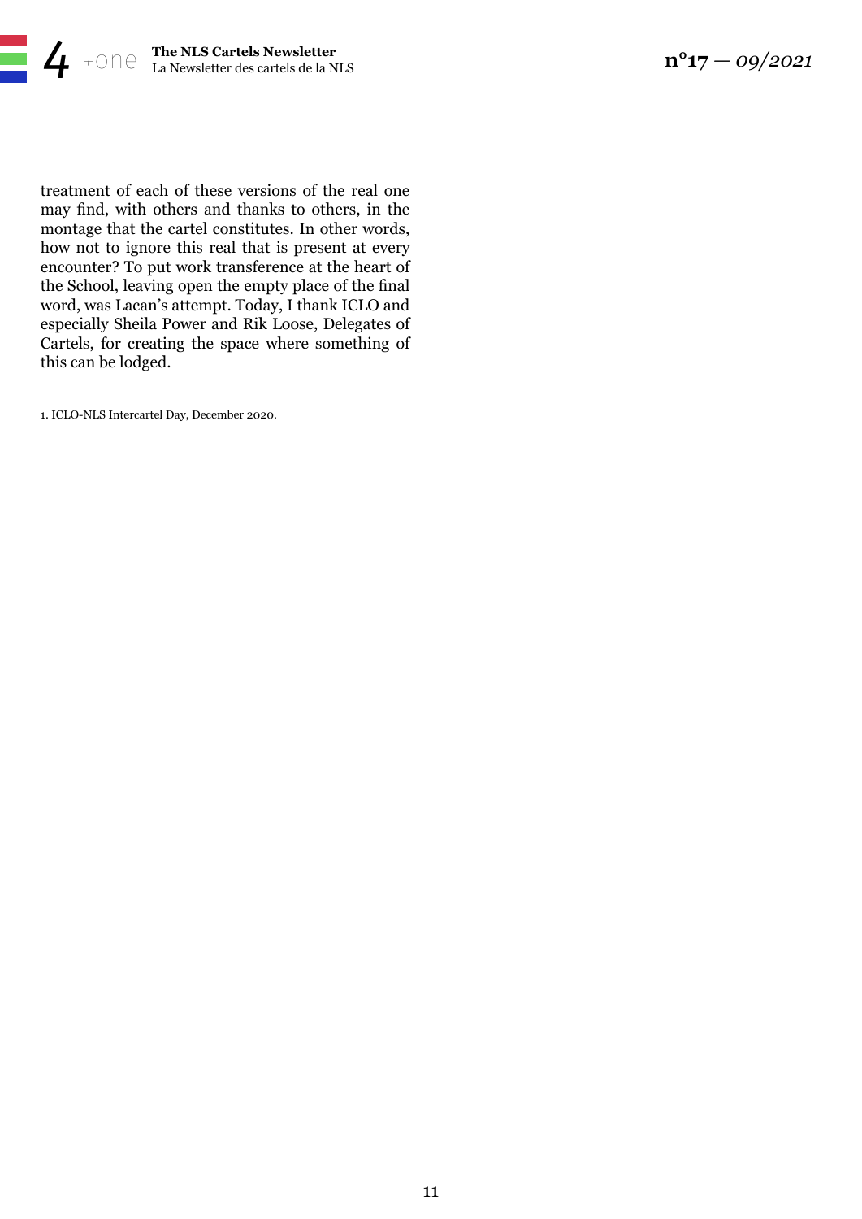treatment of each of these versions of the real one may find, with others and thanks to others, in the montage that the cartel constitutes. In other words, how not to ignore this real that is present at every encounter? To put work transference at the heart of the School, leaving open the empty place of the final word, was Lacan's attempt. Today, I thank ICLO and especially Sheila Power and Rik Loose, Delegates of Cartels, for creating the space where something of this can be lodged.

1. ICLO-NLS Intercartel Day, December 2020.